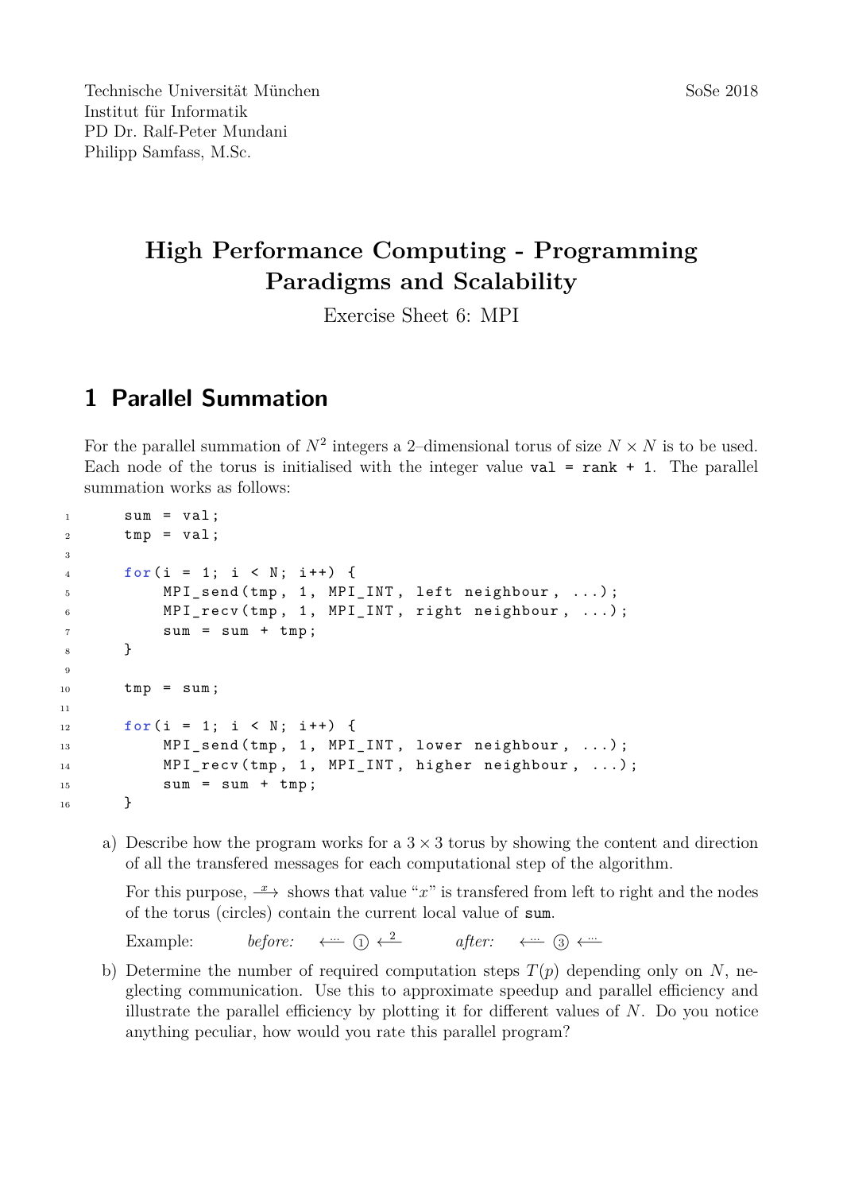Technische Universität München
Institut für Informatik
PD Dr. Ralf-Peter Mundani
Philipp Samfass, M.Sc.

SoSe 2018

# High Performance Computing - Programming Paradigms and Scalability

Exercise Sheet 6: MPI

## 1 Parallel Summation

For the parallel summation of $N^2$ integers a 2–dimensional torus of size $N \times N$ is to be used. Each node of the torus is initialised with the integer value `val = rank + 1`. The parallel summation works as follows:

```
sum = val;
tmp = val;

for(i = 1; i < N; i++) {
    MPI_send(tmp, 1, MPI_INT, left neighbour, ...);
    MPI_recv(tmp, 1, MPI_INT, right neighbour, ...);
    sum = sum + tmp;
}

tmp = sum;

for(i = 1; i < N; i++) {
    MPI_send(tmp, 1, MPI_INT, lower neighbour, ...);
    MPI_recv(tmp, 1, MPI_INT, higher neighbour, ...);
    sum = sum + tmp;
}
```

a) Describe how the program works for a $3 \times 3$ torus by showing the content and direction of all the transfered messages for each computational step of the algorithm.

   For this purpose, $\xrightarrow{x}$ shows that value "$x$" is transfered from left to right and the nodes of the torus (circles) contain the current local value of `sum`.

   Example: *before:* $\xleftarrow{\cdots}$ ① $\xleftarrow{2}$ *after:* $\xleftarrow{\cdots}$ ③ $\xleftarrow{\cdots}$

b) Determine the number of required computation steps $T(p)$ depending only on $N$, neglecting communication. Use this to approximate speedup and parallel efficiency and illustrate the parallel efficiency by plotting it for different values of $N$. Do you notice anything peculiar, how would you rate this parallel program?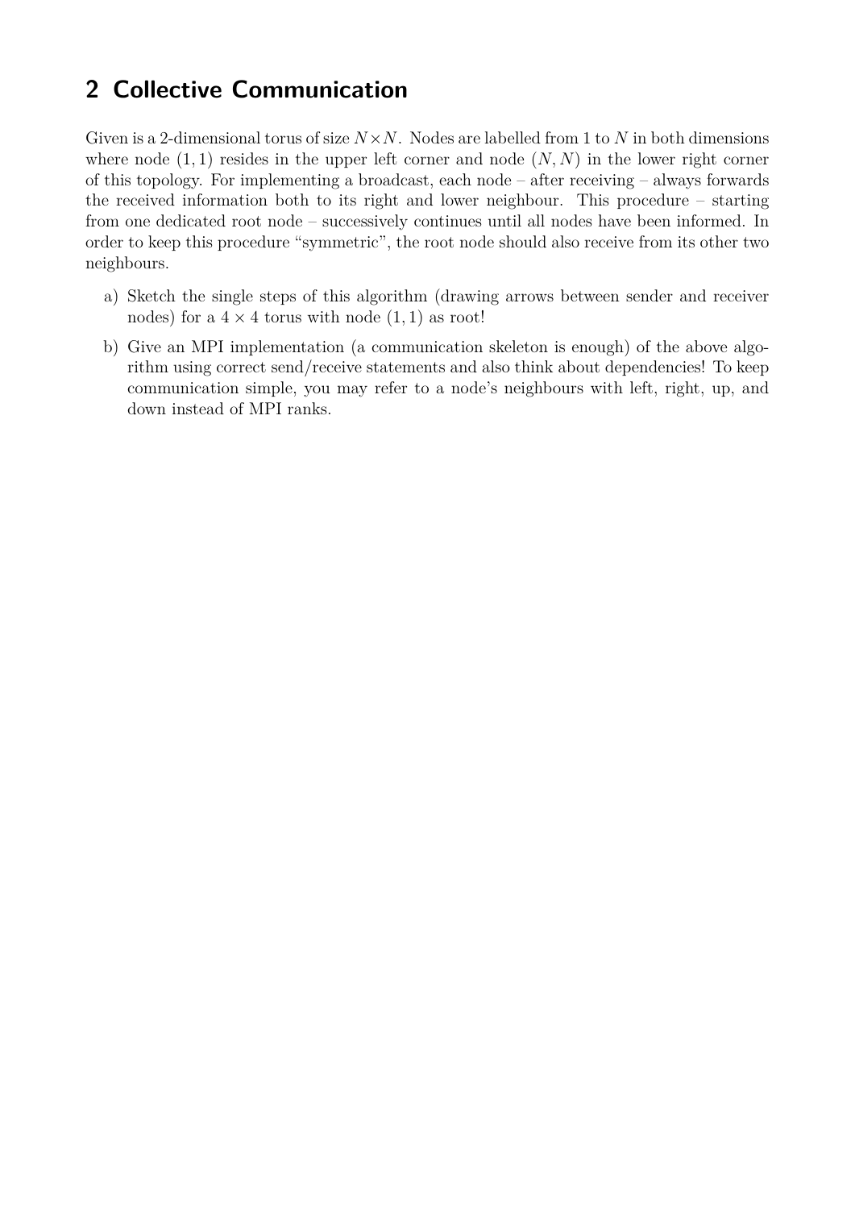## 2 Collective Communication

Given is a 2-dimensional torus of size $N \times N$. Nodes are labelled from 1 to $N$ in both dimensions where node $(1,1)$ resides in the upper left corner and node $(N,N)$ in the lower right corner of this topology. For implementing a broadcast, each node – after receiving – always forwards the received information both to its right and lower neighbour. This procedure – starting from one dedicated root node – successively continues until all nodes have been informed. In order to keep this procedure "symmetric", the root node should also receive from its other two neighbours.

a) Sketch the single steps of this algorithm (drawing arrows between sender and receiver nodes) for a $4 \times 4$ torus with node $(1,1)$ as root!

b) Give an MPI implementation (a communication skeleton is enough) of the above algorithm using correct send/receive statements and also think about dependencies! To keep communication simple, you may refer to a node's neighbours with left, right, up, and down instead of MPI ranks.